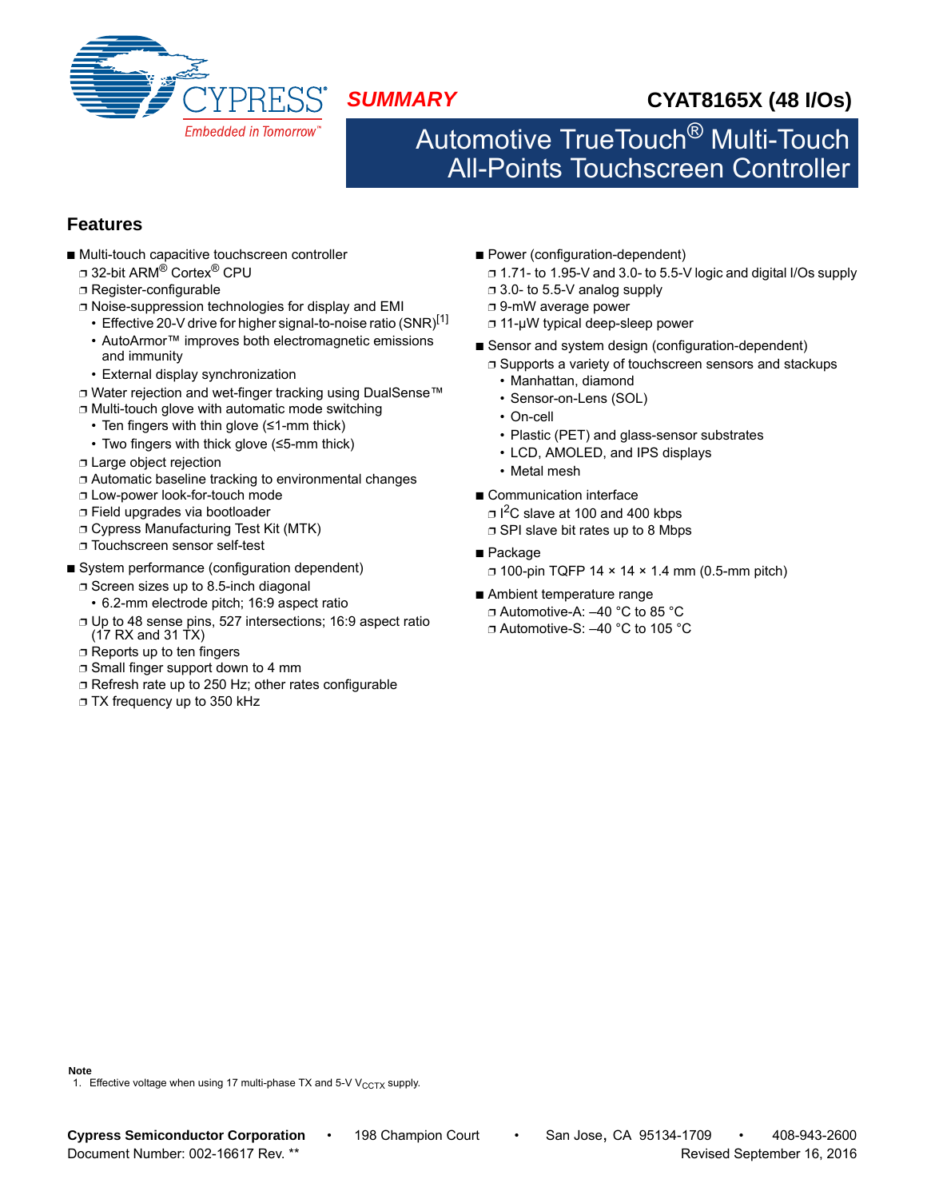**SUMMARY**

# CYAT8165X (48 I/Os)

# Automotive TrueTouch® Multi-Touch All-Points Touchscreen Controller

## Features

- Multi-touch capacitive touchscreen controller
  - 32-bit ARM® Cortex® CPU
  - Register-configurable
  - Noise-suppression technologies for display and EMI
    - Effective 20-V drive for higher signal-to-noise ratio (SNR)[1]
    - AutoArmor™ improves both electromagnetic emissions and immunity
    - External display synchronization
  - Water rejection and wet-finger tracking using DualSense™
  - Multi-touch glove with automatic mode switching
    - Ten fingers with thin glove (≤1-mm thick)
    - Two fingers with thick glove (≤5-mm thick)
  - Large object rejection
  - Automatic baseline tracking to environmental changes
  - Low-power look-for-touch mode
  - Field upgrades via bootloader
  - Cypress Manufacturing Test Kit (MTK)
  - Touchscreen sensor self-test
- System performance (configuration dependent)
  - Screen sizes up to 8.5-inch diagonal
    - 6.2-mm electrode pitch; 16:9 aspect ratio
  - Up to 48 sense pins, 527 intersections; 16:9 aspect ratio (17 RX and 31 TX)
  - Reports up to ten fingers
  - Small finger support down to 4 mm
  - Refresh rate up to 250 Hz; other rates configurable
  - TX frequency up to 350 kHz
- Power (configuration-dependent)
  - 1.71- to 1.95-V and 3.0- to 5.5-V logic and digital I/Os supply
  - 3.0- to 5.5-V analog supply
  - 9-mW average power
  - 11-µW typical deep-sleep power
- Sensor and system design (configuration-dependent)
  - Supports a variety of touchscreen sensors and stackups
    - Manhattan, diamond
    - Sensor-on-Lens (SOL)
    - On-cell
    - Plastic (PET) and glass-sensor substrates
    - LCD, AMOLED, and IPS displays
    - Metal mesh
- Communication interface
  - $I^2C$ slave at 100 and 400 kbps
  - SPI slave bit rates up to 8 Mbps
- Package
  - 100-pin TQFP 14 × 14 × 1.4 mm (0.5-mm pitch)
- Ambient temperature range
  - Automotive-A: –40 °C to 85 °C
  - Automotive-S: –40 °C to 105 °C

**Note**

1. Effective voltage when using 17 multi-phase TX and 5-V $V_{CCTX}$ supply.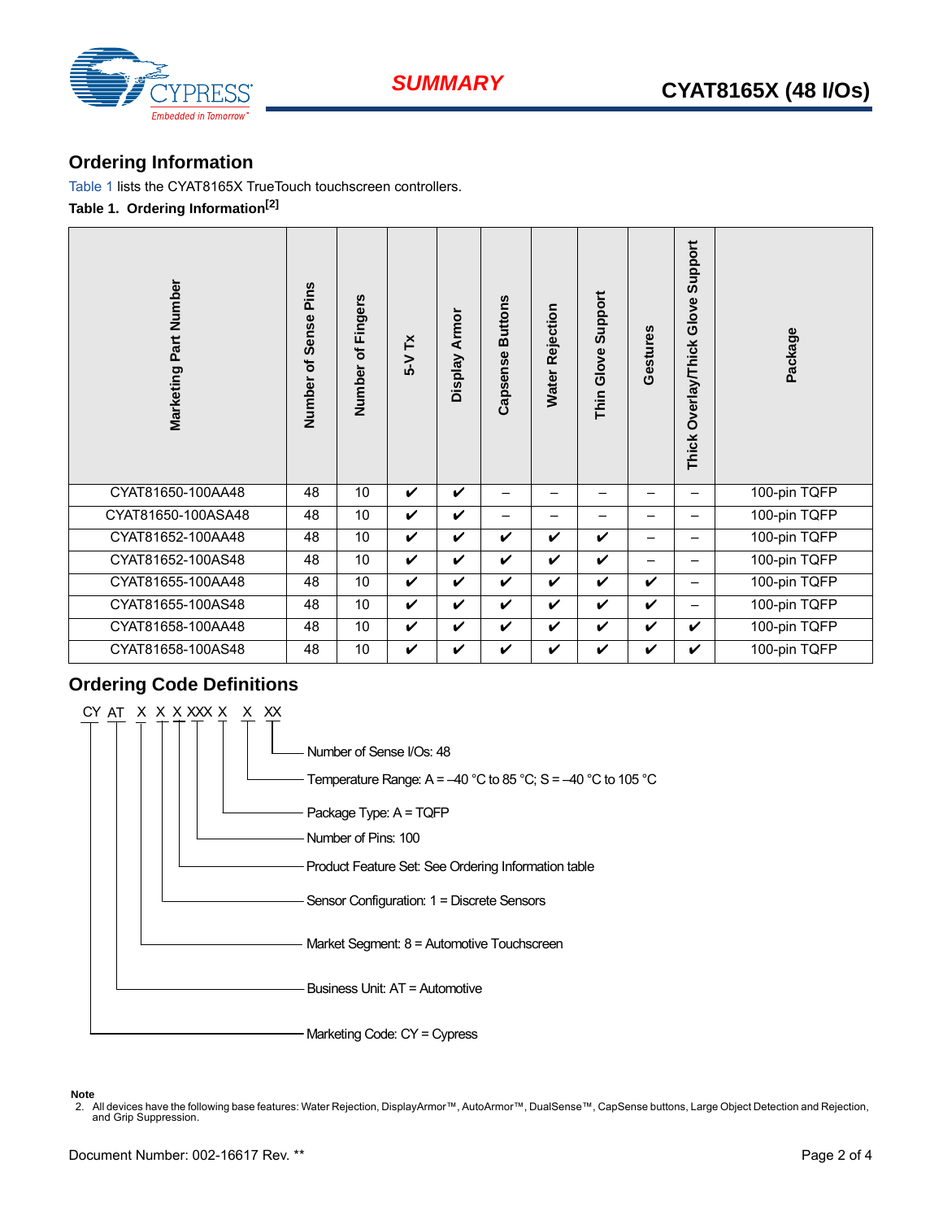## Ordering Information

Table 1 lists the CYAT8165X TrueTouch touchscreen controllers.

**Table 1. Ordering Information[2]**

| Marketing Part Number | Number of Sense Pins | Number of Fingers | 5-V Tx | Display Armor | Capsense Buttons | Water Rejection | Thin Glove Support | Gestures | Thick Overlay/Thick Glove Support | Package |
|---|---|---|---|---|---|---|---|---|---|---|
| CYAT81650-100AA48 | 48 | 10 | ✔ | ✔ | – | – | – | – | – | 100-pin TQFP |
| CYAT81650-100ASA48 | 48 | 10 | ✔ | ✔ | – | – | – | – | – | 100-pin TQFP |
| CYAT81652-100AA48 | 48 | 10 | ✔ | ✔ | ✔ | ✔ | ✔ | – | – | 100-pin TQFP |
| CYAT81652-100AS48 | 48 | 10 | ✔ | ✔ | ✔ | ✔ | ✔ | – | – | 100-pin TQFP |
| CYAT81655-100AA48 | 48 | 10 | ✔ | ✔ | ✔ | ✔ | ✔ | ✔ | – | 100-pin TQFP |
| CYAT81655-100AS48 | 48 | 10 | ✔ | ✔ | ✔ | ✔ | ✔ | ✔ | – | 100-pin TQFP |
| CYAT81658-100AA48 | 48 | 10 | ✔ | ✔ | ✔ | ✔ | ✔ | ✔ | ✔ | 100-pin TQFP |
| CYAT81658-100AS48 | 48 | 10 | ✔ | ✔ | ✔ | ✔ | ✔ | ✔ | ✔ | 100-pin TQFP |

## Ordering Code Definitions

CY AT X X X XXX X X XX

- XX: Number of Sense I/Os: 48
- X: Temperature Range: A = –40 °C to 85 °C; S = –40 °C to 105 °C
- X: Package Type: A = TQFP
- XXX: Number of Pins: 100
- X: Product Feature Set: See Ordering Information table
- X: Sensor Configuration: 1 = Discrete Sensors
- X: Market Segment: 8 = Automotive Touchscreen
- AT: Business Unit: AT = Automotive
- CY: Marketing Code: CY = Cypress

**Note**

2. All devices have the following base features: Water Rejection, DisplayArmor™, AutoArmor™, DualSense™, CapSense buttons, Large Object Detection and Rejection, and Grip Suppression.

Document Number: 002-16617 Rev. **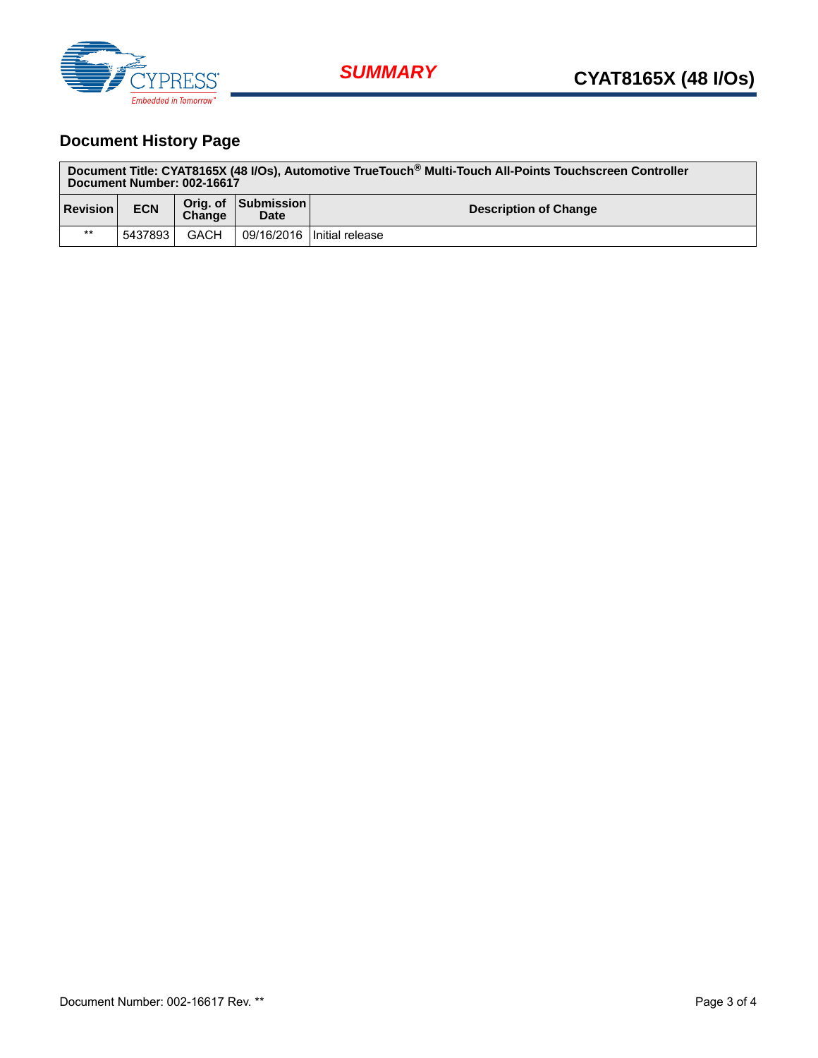## Document History Page

| Document Title: CYAT8165X (48 I/Os), Automotive TrueTouch® Multi-Touch All-Points Touchscreen Controller<br>Document Number: 002-16617 | | | | |
|---|---|---|---|---|
| **Revision** | **ECN** | **Orig. of Change** | **Submission Date** | **Description of Change** |
| ** | 5437893 | GACH | 09/16/2016 | Initial release |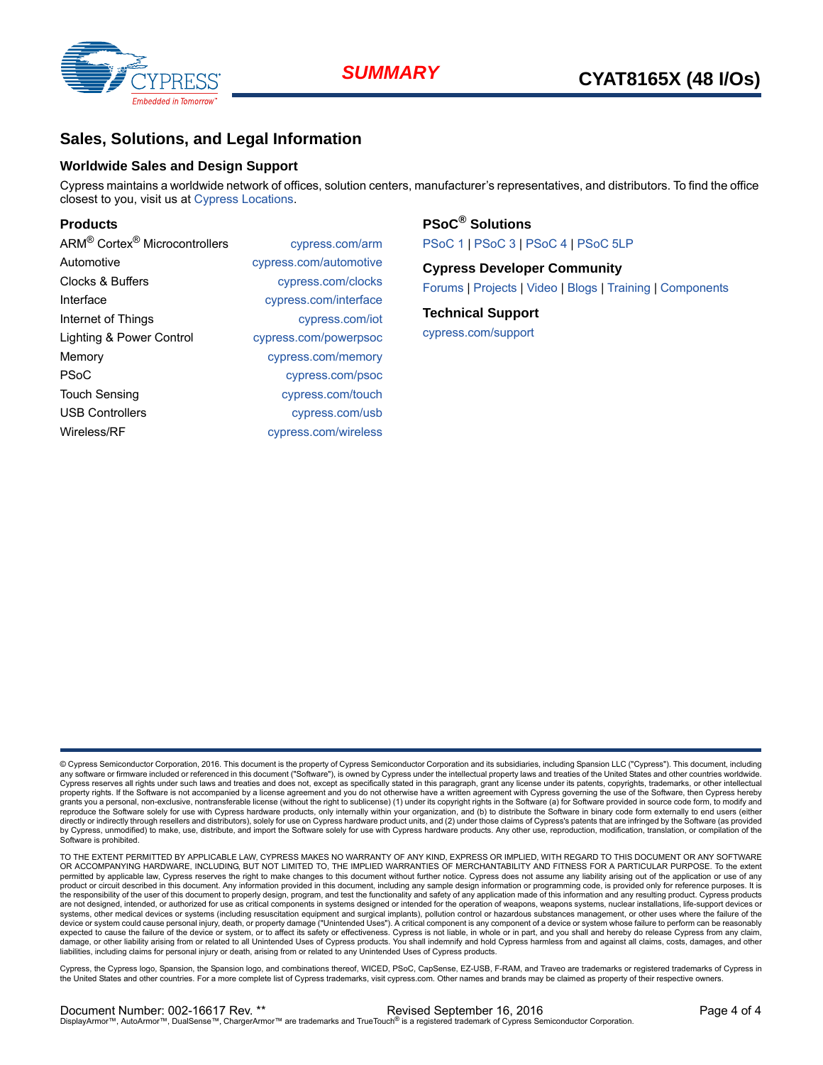## Sales, Solutions, and Legal Information

### Worldwide Sales and Design Support

Cypress maintains a worldwide network of offices, solution centers, manufacturer's representatives, and distributors. To find the office closest to you, visit us at Cypress Locations.

### Products

| | |
|---|---|
| ARM® Cortex® Microcontrollers | cypress.com/arm |
| Automotive | cypress.com/automotive |
| Clocks & Buffers | cypress.com/clocks |
| Interface | cypress.com/interface |
| Internet of Things | cypress.com/iot |
| Lighting & Power Control | cypress.com/powerpsoc |
| Memory | cypress.com/memory |
| PSoC | cypress.com/psoc |
| Touch Sensing | cypress.com/touch |
| USB Controllers | cypress.com/usb |
| Wireless/RF | cypress.com/wireless |

### PSoC® Solutions

PSoC 1 | PSoC 3 | PSoC 4 | PSoC 5LP

### Cypress Developer Community

Forums | Projects | Video | Blogs | Training | Components

### Technical Support

cypress.com/support

© Cypress Semiconductor Corporation, 2016. This document is the property of Cypress Semiconductor Corporation and its subsidiaries, including Spansion LLC ("Cypress"). This document, including any software or firmware included or referenced in this document ("Software"), is owned by Cypress under the intellectual property laws and treaties of the United States and other countries worldwide. Cypress reserves all rights under such laws and treaties and does not, except as specifically stated in this paragraph, grant any license under its patents, copyrights, trademarks, or other intellectual property rights. If the Software is not accompanied by a license agreement and you do not otherwise have a written agreement with Cypress governing the use of the Software, then Cypress hereby grants you a personal, non-exclusive, nontransferable license (without the right to sublicense) (1) under its copyright rights in the Software (a) for Software provided in source code form, to modify and reproduce the Software solely for use with Cypress hardware products, only internally within your organization, and (b) to distribute the Software in binary code form externally to end users (either directly or indirectly through resellers and distributors), solely for use on Cypress hardware product units, and (2) under those claims of Cypress's patents that are infringed by the Software (as provided by Cypress, unmodified) to make, use, distribute, and import the Software solely for use with Cypress hardware products. Any other use, reproduction, modification, translation, or compilation of the Software is prohibited.

TO THE EXTENT PERMITTED BY APPLICABLE LAW, CYPRESS MAKES NO WARRANTY OF ANY KIND, EXPRESS OR IMPLIED, WITH REGARD TO THIS DOCUMENT OR ANY SOFTWARE OR ACCOMPANYING HARDWARE, INCLUDING, BUT NOT LIMITED TO, THE IMPLIED WARRANTIES OF MERCHANTABILITY AND FITNESS FOR A PARTICULAR PURPOSE. To the extent permitted by applicable law, Cypress reserves the right to make changes to this document without further notice. Cypress does not assume any liability arising out of the application or use of any product or circuit described in this document. Any information provided in this document, including any sample design information or programming code, is provided only for reference purposes. It is the responsibility of the user of this document to properly design, program, and test the functionality and safety of any application made of this information and any resulting product. Cypress products are not designed, intended, or authorized for use as critical components in systems designed or intended for the operation of weapons, weapons systems, nuclear installations, life-support devices or systems, other medical devices or systems (including resuscitation equipment and surgical implants), pollution control or hazardous substances management, or other uses where the failure of the device or system could cause personal injury, death, or property damage ("Unintended Uses"). A critical component is any component of a device or system whose failure to perform can be reasonably expected to cause the failure of the device or system, or to affect its safety or effectiveness. Cypress is not liable, in whole or in part, and you shall and hereby do release Cypress from any claim, damage, or other liability arising from or related to all Unintended Uses of Cypress products. You shall indemnify and hold Cypress harmless from and against all claims, costs, damages, and other liabilities, including claims for personal injury or death, arising from or related to any Unintended Uses of Cypress products.

Cypress, the Cypress logo, Spansion, the Spansion logo, and combinations thereof, WICED, PSoC, CapSense, EZ-USB, F-RAM, and Traveo are trademarks or registered trademarks of Cypress in the United States and other countries. For a more complete list of Cypress trademarks, visit cypress.com. Other names and brands may be claimed as property of their respective owners.

Document Number: 002-16617 Rev. ** Revised September 16, 2016

DisplayArmor™, AutoArmor™, DualSense™, ChargerArmor™ are trademarks and TrueTouch® is a registered trademark of Cypress Semiconductor Corporation.